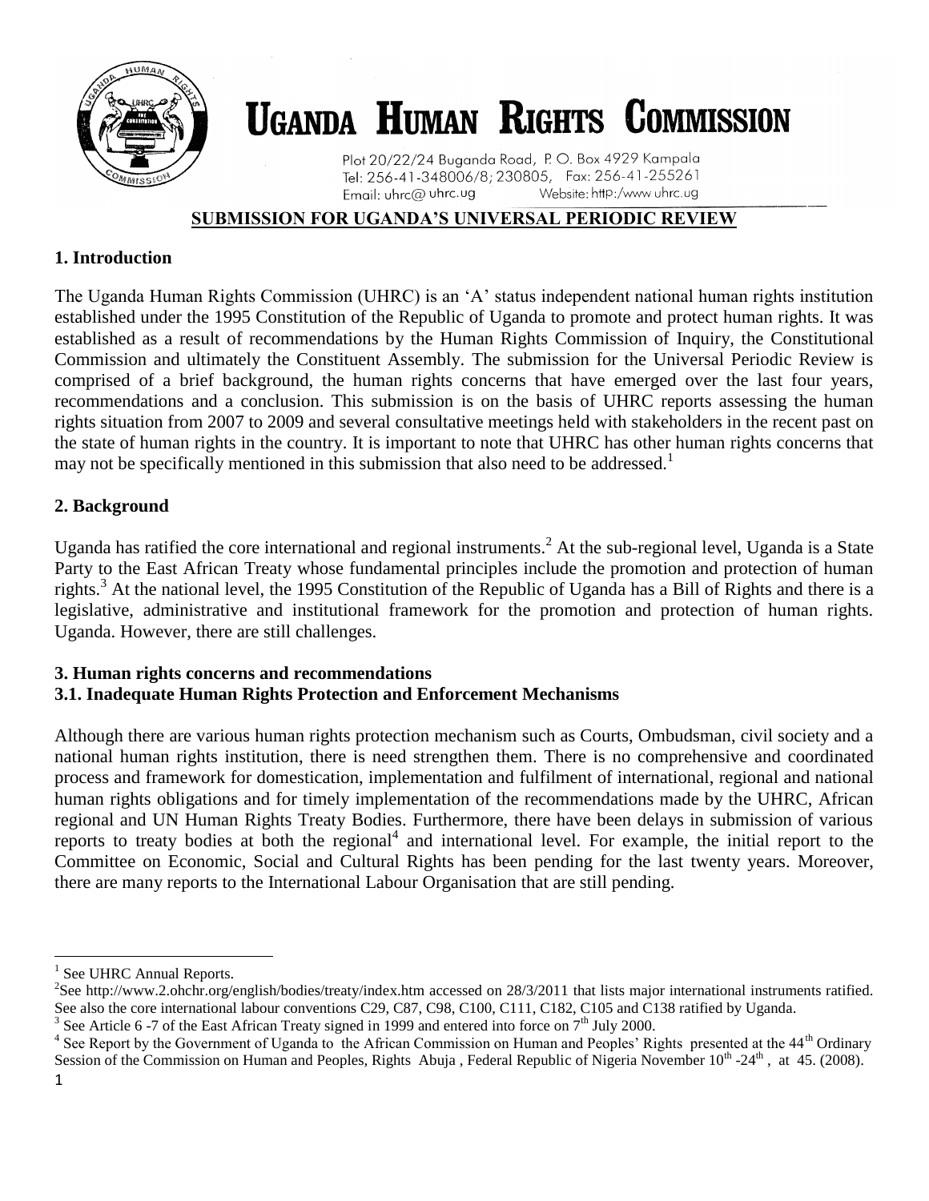# UGANDA HUMAN RIGHTS COMMISSION

Plot 20/22/24 Buganda Road, P. O. Box 4929 Kampala
Tel: 256-41-348006/8; 230805, Fax: 256-41-255261
Email: uhrc@ uhrc.ug Website: http:/www uhrc.ug

## SUBMISSION FOR UGANDA'S UNIVERSAL PERIODIC REVIEW

### 1. Introduction

The Uganda Human Rights Commission (UHRC) is an 'A' status independent national human rights institution established under the 1995 Constitution of the Republic of Uganda to promote and protect human rights. It was established as a result of recommendations by the Human Rights Commission of Inquiry, the Constitutional Commission and ultimately the Constituent Assembly. The submission for the Universal Periodic Review is comprised of a brief background, the human rights concerns that have emerged over the last four years, recommendations and a conclusion. This submission is on the basis of UHRC reports assessing the human rights situation from 2007 to 2009 and several consultative meetings held with stakeholders in the recent past on the state of human rights in the country. It is important to note that UHRC has other human rights concerns that may not be specifically mentioned in this submission that also need to be addressed.[1]

### 2. Background

Uganda has ratified the core international and regional instruments.[2] At the sub-regional level, Uganda is a State Party to the East African Treaty whose fundamental principles include the promotion and protection of human rights.[3] At the national level, the 1995 Constitution of the Republic of Uganda has a Bill of Rights and there is a legislative, administrative and institutional framework for the promotion and protection of human rights. Uganda. However, there are still challenges.

### 3. Human rights concerns and recommendations

### 3.1. Inadequate Human Rights Protection and Enforcement Mechanisms

Although there are various human rights protection mechanism such as Courts, Ombudsman, civil society and a national human rights institution, there is need strengthen them. There is no comprehensive and coordinated process and framework for domestication, implementation and fulfilment of international, regional and national human rights obligations and for timely implementation of the recommendations made by the UHRC, African regional and UN Human Rights Treaty Bodies. Furthermore, there have been delays in submission of various reports to treaty bodies at both the regional[4] and international level. For example, the initial report to the Committee on Economic, Social and Cultural Rights has been pending for the last twenty years. Moreover, there are many reports to the International Labour Organisation that are still pending.

---

[1] See UHRC Annual Reports.

[2] See http://www.2.ohchr.org/english/bodies/treaty/index.htm accessed on 28/3/2011 that lists major international instruments ratified. See also the core international labour conventions C29, C87, C98, C100, C111, C182, C105 and C138 ratified by Uganda.

[3] See Article 6 -7 of the East African Treaty signed in 1999 and entered into force on 7th July 2000.

[4] See Report by the Government of Uganda to the African Commission on Human and Peoples' Rights presented at the 44th Ordinary Session of the Commission on Human and Peoples, Rights Abuja , Federal Republic of Nigeria November 10th -24th , at 45. (2008).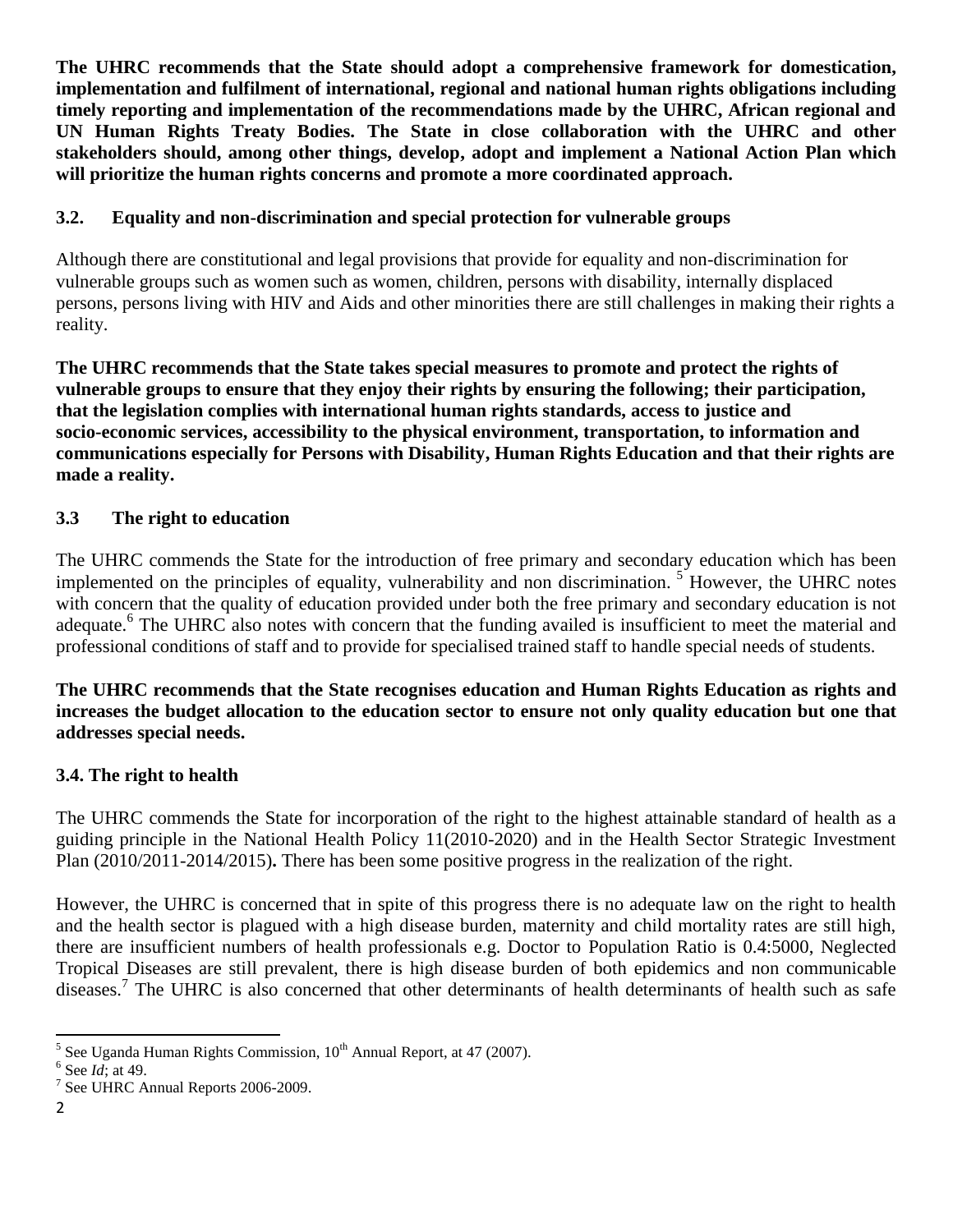**The UHRC recommends that the State should adopt a comprehensive framework for domestication, implementation and fulfilment of international, regional and national human rights obligations including timely reporting and implementation of the recommendations made by the UHRC, African regional and UN Human Rights Treaty Bodies. The State in close collaboration with the UHRC and other stakeholders should, among other things, develop, adopt and implement a National Action Plan which will prioritize the human rights concerns and promote a more coordinated approach.**

### 3.2. Equality and non-discrimination and special protection for vulnerable groups

Although there are constitutional and legal provisions that provide for equality and non-discrimination for vulnerable groups such as women such as women, children, persons with disability, internally displaced persons, persons living with HIV and Aids and other minorities there are still challenges in making their rights a reality.

**The UHRC recommends that the State takes special measures to promote and protect the rights of vulnerable groups to ensure that they enjoy their rights by ensuring the following; their participation, that the legislation complies with international human rights standards, access to justice and socio-economic services, accessibility to the physical environment, transportation, to information and communications especially for Persons with Disability, Human Rights Education and that their rights are made a reality.**

### 3.3 The right to education

The UHRC commends the State for the introduction of free primary and secondary education which has been implemented on the principles of equality, vulnerability and non discrimination. [5] However, the UHRC notes with concern that the quality of education provided under both the free primary and secondary education is not adequate.[6] The UHRC also notes with concern that the funding availed is insufficient to meet the material and professional conditions of staff and to provide for specialised trained staff to handle special needs of students.

**The UHRC recommends that the State recognises education and Human Rights Education as rights and increases the budget allocation to the education sector to ensure not only quality education but one that addresses special needs.**

### 3.4. The right to health

The UHRC commends the State for incorporation of the right to the highest attainable standard of health as a guiding principle in the National Health Policy 11(2010-2020) and in the Health Sector Strategic Investment Plan (2010/2011-2014/2015)**.** There has been some positive progress in the realization of the right.

However, the UHRC is concerned that in spite of this progress there is no adequate law on the right to health and the health sector is plagued with a high disease burden, maternity and child mortality rates are still high, there are insufficient numbers of health professionals e.g. Doctor to Population Ratio is 0.4:5000, Neglected Tropical Diseases are still prevalent, there is high disease burden of both epidemics and non communicable diseases.[7] The UHRC is also concerned that other determinants of health determinants of health such as safe

---

[5] See Uganda Human Rights Commission, 10th Annual Report, at 47 (2007).

[6] See *Id*; at 49.

[7] See UHRC Annual Reports 2006-2009.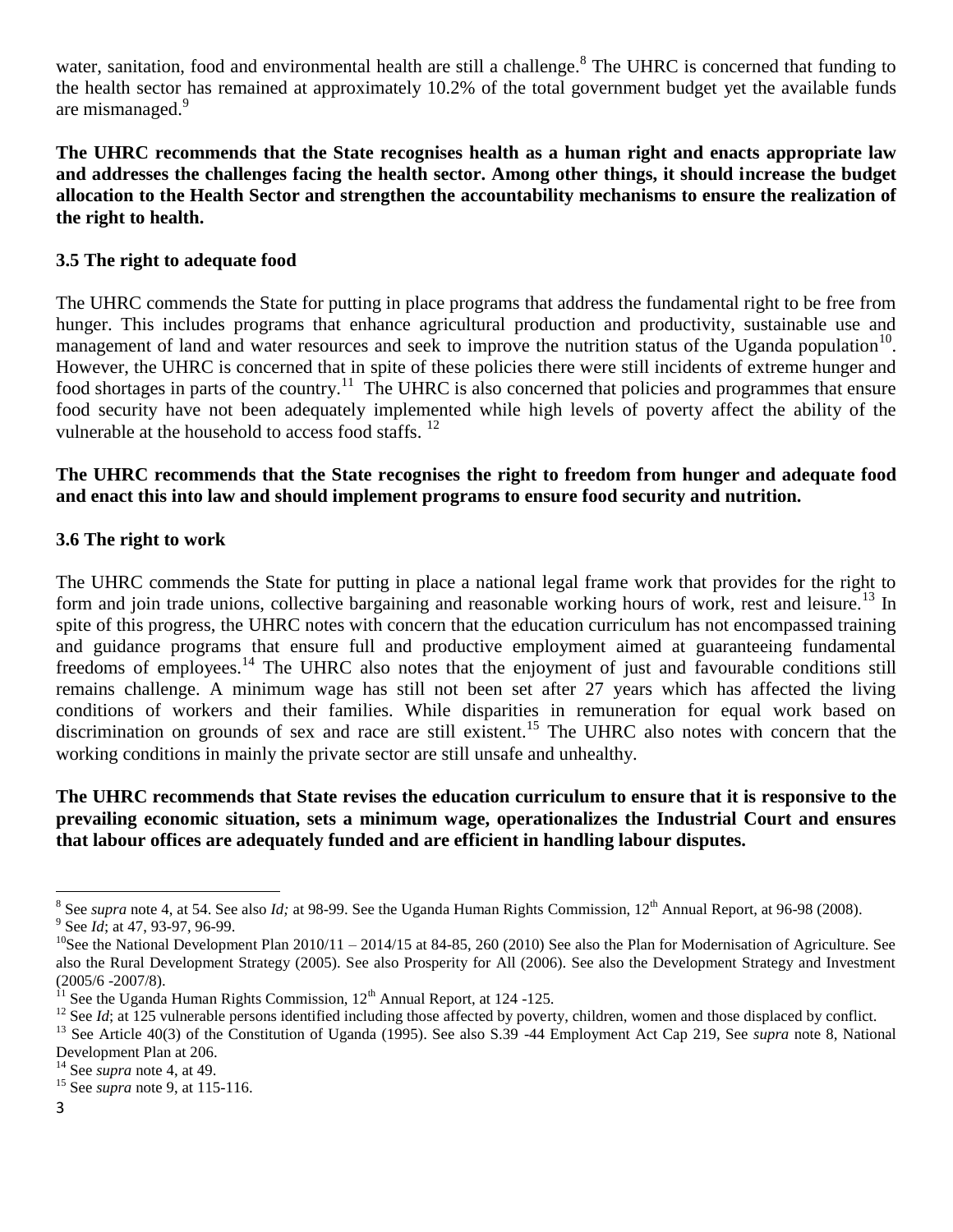water, sanitation, food and environmental health are still a challenge.[8] The UHRC is concerned that funding to the health sector has remained at approximately 10.2% of the total government budget yet the available funds are mismanaged.[9]

**The UHRC recommends that the State recognises health as a human right and enacts appropriate law and addresses the challenges facing the health sector. Among other things, it should increase the budget allocation to the Health Sector and strengthen the accountability mechanisms to ensure the realization of the right to health.**

### 3.5 The right to adequate food

The UHRC commends the State for putting in place programs that address the fundamental right to be free from hunger. This includes programs that enhance agricultural production and productivity, sustainable use and management of land and water resources and seek to improve the nutrition status of the Uganda population[10]. However, the UHRC is concerned that in spite of these policies there were still incidents of extreme hunger and food shortages in parts of the country.[11] The UHRC is also concerned that policies and programmes that ensure food security have not been adequately implemented while high levels of poverty affect the ability of the vulnerable at the household to access food staffs. [12]

**The UHRC recommends that the State recognises the right to freedom from hunger and adequate food and enact this into law and should implement programs to ensure food security and nutrition.**

### 3.6 The right to work

The UHRC commends the State for putting in place a national legal frame work that provides for the right to form and join trade unions, collective bargaining and reasonable working hours of work, rest and leisure.[13] In spite of this progress, the UHRC notes with concern that the education curriculum has not encompassed training and guidance programs that ensure full and productive employment aimed at guaranteeing fundamental freedoms of employees.[14] The UHRC also notes that the enjoyment of just and favourable conditions still remains challenge. A minimum wage has still not been set after 27 years which has affected the living conditions of workers and their families. While disparities in remuneration for equal work based on discrimination on grounds of sex and race are still existent.[15] The UHRC also notes with concern that the working conditions in mainly the private sector are still unsafe and unhealthy.

**The UHRC recommends that State revises the education curriculum to ensure that it is responsive to the prevailing economic situation, sets a minimum wage, operationalizes the Industrial Court and ensures that labour offices are adequately funded and are efficient in handling labour disputes.**

---

[8] See *supra* note 4, at 54. See also *Id;* at 98-99. See the Uganda Human Rights Commission, 12th Annual Report, at 96-98 (2008).

[9] See *Id*; at 47, 93-97, 96-99.

[10] See the National Development Plan 2010/11 – 2014/15 at 84-85, 260 (2010) See also the Plan for Modernisation of Agriculture. See also the Rural Development Strategy (2005). See also Prosperity for All (2006). See also the Development Strategy and Investment (2005/6 -2007/8).

[11] See the Uganda Human Rights Commission, 12th Annual Report, at 124 -125.

[12] See *Id*; at 125 vulnerable persons identified including those affected by poverty, children, women and those displaced by conflict.

[13] See Article 40(3) of the Constitution of Uganda (1995). See also S.39 -44 Employment Act Cap 219, See *supra* note 8, National Development Plan at 206.

[14] See *supra* note 4, at 49.

[15] See *supra* note 9, at 115-116.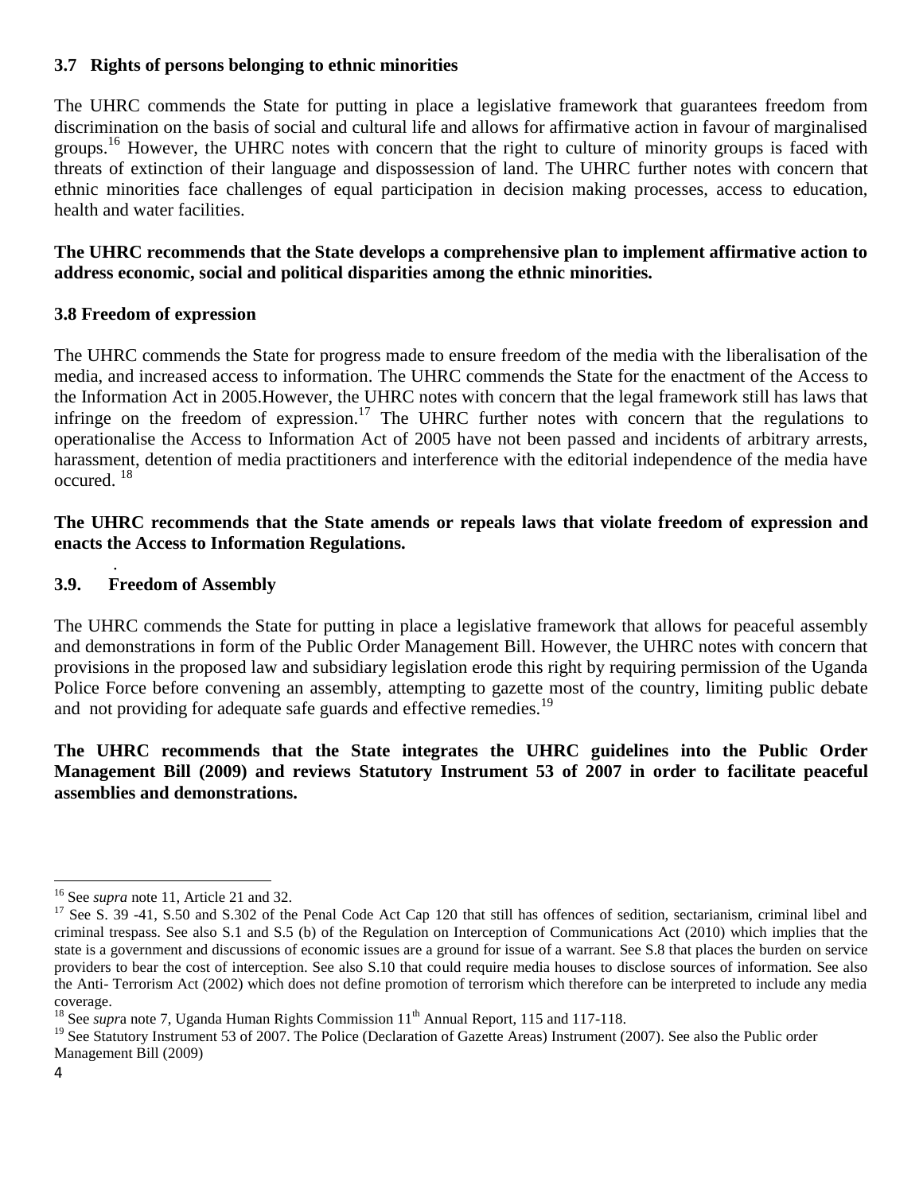### 3.7 Rights of persons belonging to ethnic minorities

The UHRC commends the State for putting in place a legislative framework that guarantees freedom from discrimination on the basis of social and cultural life and allows for affirmative action in favour of marginalised groups.[16] However, the UHRC notes with concern that the right to culture of minority groups is faced with threats of extinction of their language and dispossession of land. The UHRC further notes with concern that ethnic minorities face challenges of equal participation in decision making processes, access to education, health and water facilities.

**The UHRC recommends that the State develops a comprehensive plan to implement affirmative action to address economic, social and political disparities among the ethnic minorities.**

### 3.8 Freedom of expression

The UHRC commends the State for progress made to ensure freedom of the media with the liberalisation of the media, and increased access to information. The UHRC commends the State for the enactment of the Access to the Information Act in 2005.However, the UHRC notes with concern that the legal framework still has laws that infringe on the freedom of expression.[17] The UHRC further notes with concern that the regulations to operationalise the Access to Information Act of 2005 have not been passed and incidents of arbitrary arrests, harassment, detention of media practitioners and interference with the editorial independence of the media have occured. [18]

**The UHRC recommends that the State amends or repeals laws that violate freedom of expression and enacts the Access to Information Regulations.**

### 3.9. Freedom of Assembly

The UHRC commends the State for putting in place a legislative framework that allows for peaceful assembly and demonstrations in form of the Public Order Management Bill. However, the UHRC notes with concern that provisions in the proposed law and subsidiary legislation erode this right by requiring permission of the Uganda Police Force before convening an assembly, attempting to gazette most of the country, limiting public debate and not providing for adequate safe guards and effective remedies.[19]

**The UHRC recommends that the State integrates the UHRC guidelines into the Public Order Management Bill (2009) and reviews Statutory Instrument 53 of 2007 in order to facilitate peaceful assemblies and demonstrations.**

---

[16] See *supra* note 11, Article 21 and 32.

[17] See S. 39 -41, S.50 and S.302 of the Penal Code Act Cap 120 that still has offences of sedition, sectarianism, criminal libel and criminal trespass. See also S.1 and S.5 (b) of the Regulation on Interception of Communications Act (2010) which implies that the state is a government and discussions of economic issues are a ground for issue of a warrant. See S.8 that places the burden on service providers to bear the cost of interception. See also S.10 that could require media houses to disclose sources of information. See also the Anti- Terrorism Act (2002) which does not define promotion of terrorism which therefore can be interpreted to include any media coverage.

[18] See *supra* note 7, Uganda Human Rights Commission 11th Annual Report, 115 and 117-118.

[19] See Statutory Instrument 53 of 2007. The Police (Declaration of Gazette Areas) Instrument (2007). See also the Public order Management Bill (2009)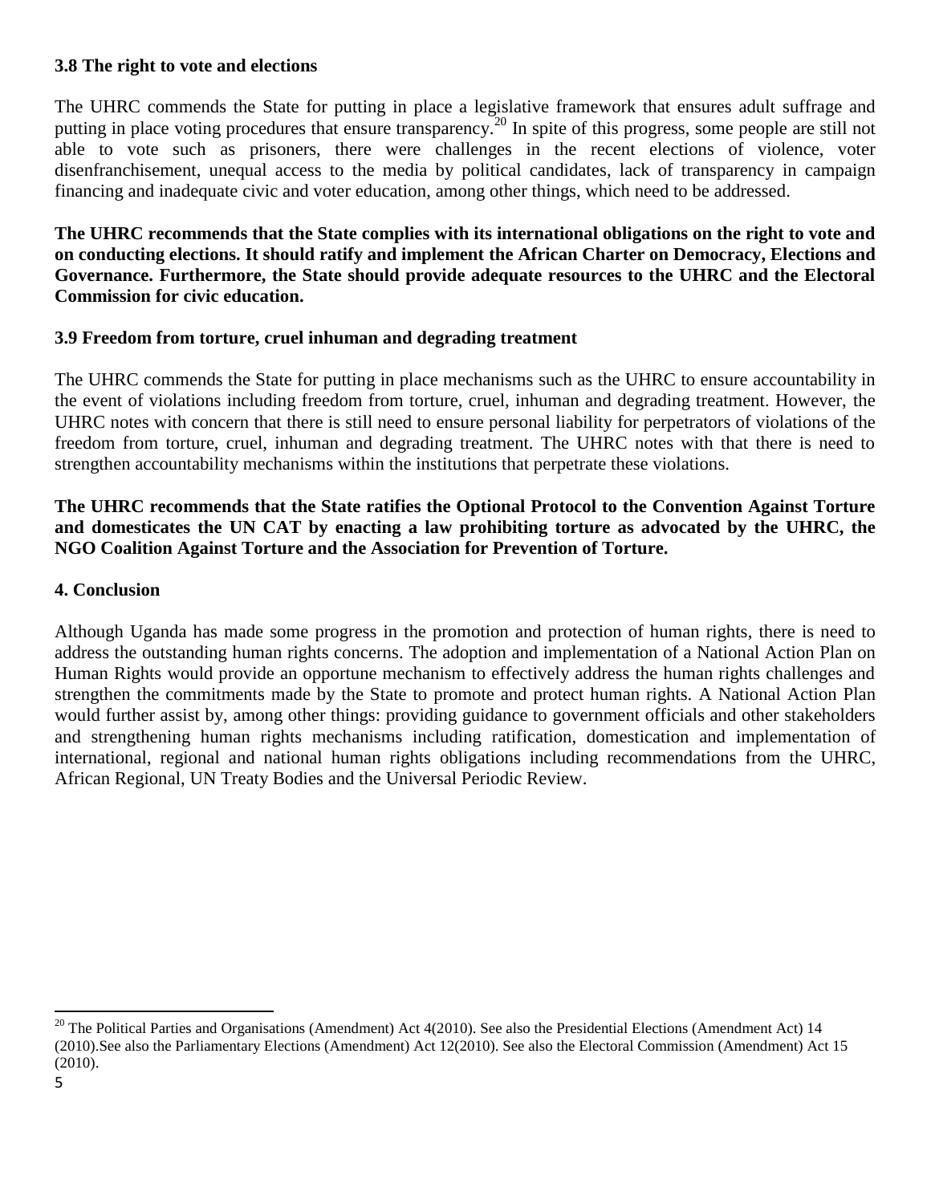### 3.8 The right to vote and elections

The UHRC commends the State for putting in place a legislative framework that ensures adult suffrage and putting in place voting procedures that ensure transparency.[20] In spite of this progress, some people are still not able to vote such as prisoners, there were challenges in the recent elections of violence, voter disenfranchisement, unequal access to the media by political candidates, lack of transparency in campaign financing and inadequate civic and voter education, among other things, which need to be addressed.

**The UHRC recommends that the State complies with its international obligations on the right to vote and on conducting elections. It should ratify and implement the African Charter on Democracy, Elections and Governance. Furthermore, the State should provide adequate resources to the UHRC and the Electoral Commission for civic education.**

### 3.9 Freedom from torture, cruel inhuman and degrading treatment

The UHRC commends the State for putting in place mechanisms such as the UHRC to ensure accountability in the event of violations including freedom from torture, cruel, inhuman and degrading treatment. However, the UHRC notes with concern that there is still need to ensure personal liability for perpetrators of violations of the freedom from torture, cruel, inhuman and degrading treatment. The UHRC notes with that there is need to strengthen accountability mechanisms within the institutions that perpetrate these violations.

**The UHRC recommends that the State ratifies the Optional Protocol to the Convention Against Torture and domesticates the UN CAT by enacting a law prohibiting torture as advocated by the UHRC, the NGO Coalition Against Torture and the Association for Prevention of Torture.**

## 4. Conclusion

Although Uganda has made some progress in the promotion and protection of human rights, there is need to address the outstanding human rights concerns. The adoption and implementation of a National Action Plan on Human Rights would provide an opportune mechanism to effectively address the human rights challenges and strengthen the commitments made by the State to promote and protect human rights. A National Action Plan would further assist by, among other things: providing guidance to government officials and other stakeholders and strengthening human rights mechanisms including ratification, domestication and implementation of international, regional and national human rights obligations including recommendations from the UHRC, African Regional, UN Treaty Bodies and the Universal Periodic Review.

---

[20] The Political Parties and Organisations (Amendment) Act 4(2010). See also the Presidential Elections (Amendment Act) 14 (2010).See also the Parliamentary Elections (Amendment) Act 12(2010). See also the Electoral Commission (Amendment) Act 15 (2010).